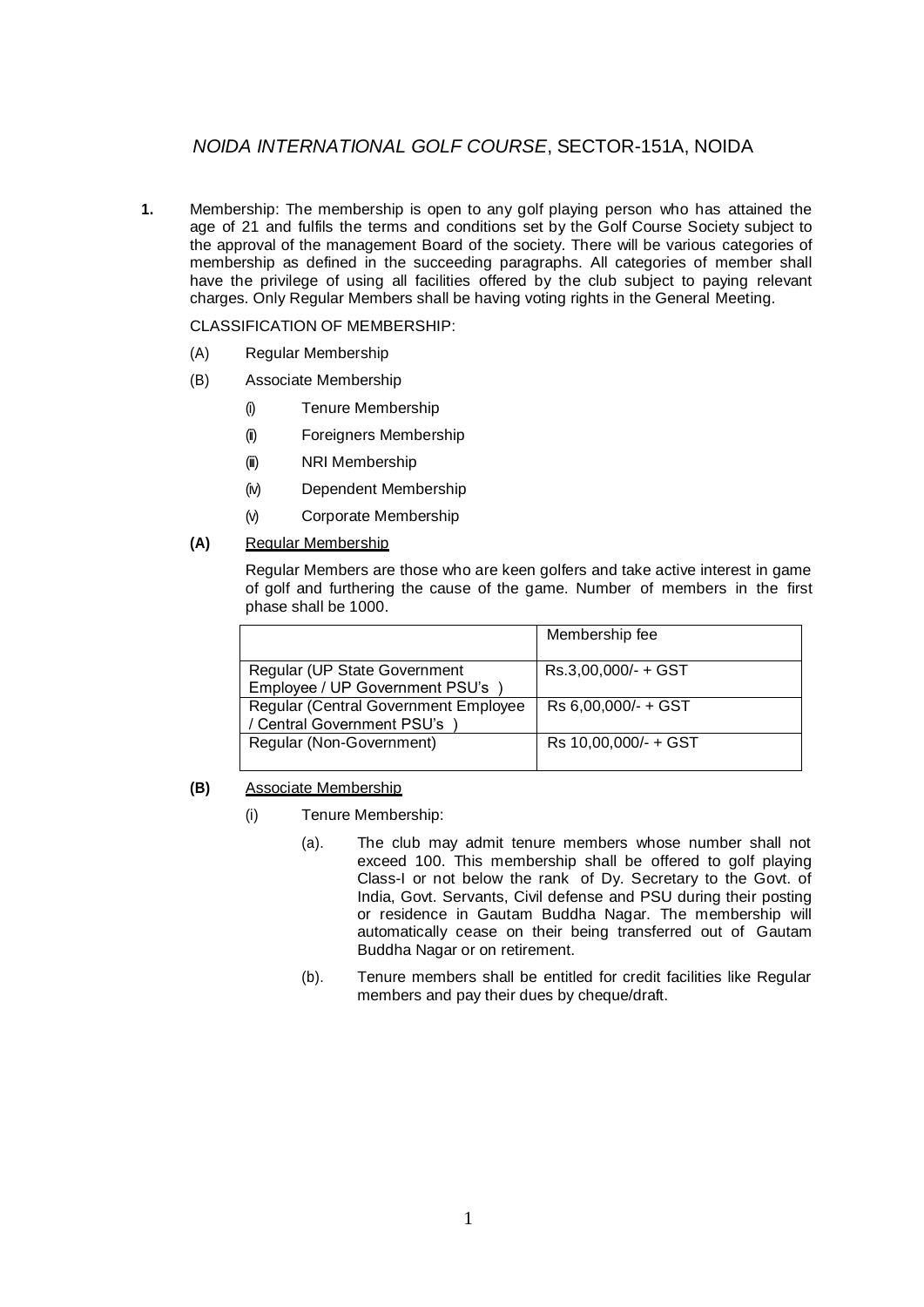# *NOIDA INTERNATIONAL GOLF COURSE*, SECTOR-151A, NOIDA

**1.** Membership: The membership is open to any golf playing person who has attained the age of 21 and fulfils the terms and conditions set by the Golf Course Society subject to the approval of the management Board of the society. There will be various categories of membership as defined in the succeeding paragraphs. All categories of member shall have the privilege of using all facilities offered by the club subject to paying relevant charges. Only Regular Members shall be having voting rights in the General Meeting.

CLASSIFICATION OF MEMBERSHIP:

(A) Regular Membership

(B) Associate Membership

- (i) Tenure Membership
- (ii) Foreigners Membership
- (iii) NRI Membership
- (iv) Dependent Membership
- (v) Corporate Membership

**(A)** Regular Membership

Regular Members are those who are keen golfers and take active interest in game of golf and furthering the cause of the game. Number of members in the first phase shall be 1000.

| | Membership fee |
|---|---|
| Regular (UP State Government Employee / UP Government PSU's ) | Rs.3,00,000/- + GST |
| Regular (Central Government Employee / Central Government PSU's ) | Rs 6,00,000/- + GST |
| Regular (Non-Government) | Rs 10,00,000/- + GST |

**(B)** Associate Membership

(i) Tenure Membership:

(a). The club may admit tenure members whose number shall not exceed 100. This membership shall be offered to golf playing Class-I or not below the rank of Dy. Secretary to the Govt. of India, Govt. Servants, Civil defense and PSU during their posting or residence in Gautam Buddha Nagar. The membership will automatically cease on their being transferred out of Gautam Buddha Nagar or on retirement.

(b). Tenure members shall be entitled for credit facilities like Regular members and pay their dues by cheque/draft.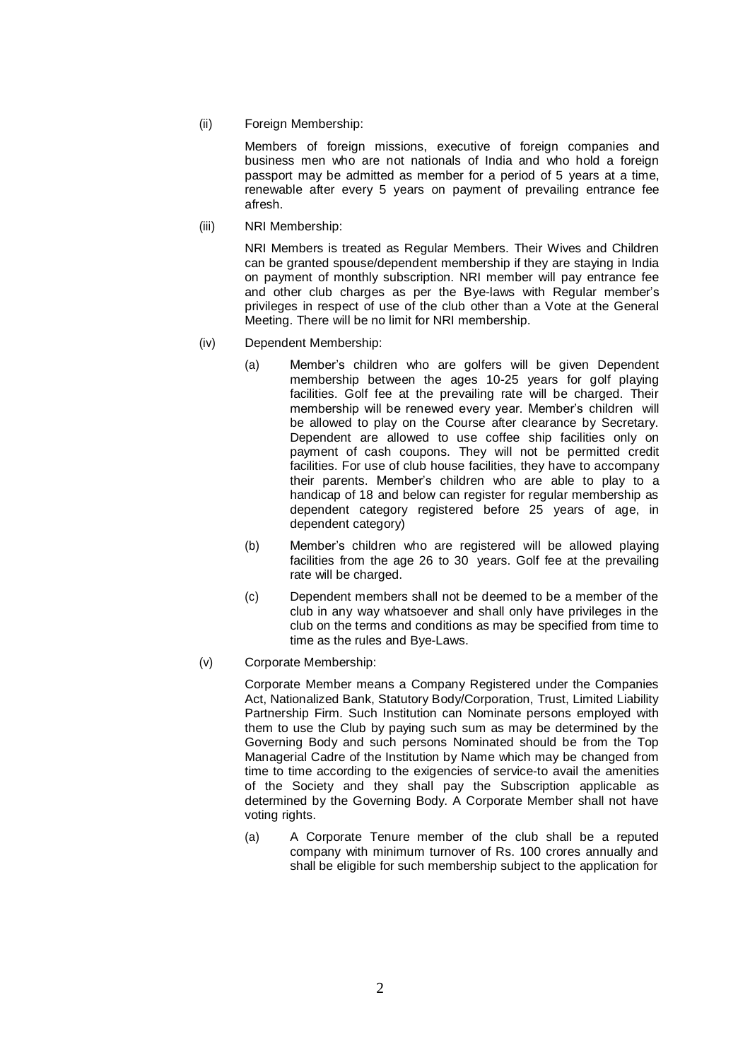(ii) Foreign Membership:

Members of foreign missions, executive of foreign companies and business men who are not nationals of India and who hold a foreign passport may be admitted as member for a period of 5 years at a time, renewable after every 5 years on payment of prevailing entrance fee afresh.

(iii) NRI Membership:

NRI Members is treated as Regular Members. Their Wives and Children can be granted spouse/dependent membership if they are staying in India on payment of monthly subscription. NRI member will pay entrance fee and other club charges as per the Bye-laws with Regular member's privileges in respect of use of the club other than a Vote at the General Meeting. There will be no limit for NRI membership.

(iv) Dependent Membership:

(a) Member's children who are golfers will be given Dependent membership between the ages 10-25 years for golf playing facilities. Golf fee at the prevailing rate will be charged. Their membership will be renewed every year. Member's children will be allowed to play on the Course after clearance by Secretary. Dependent are allowed to use coffee ship facilities only on payment of cash coupons. They will not be permitted credit facilities. For use of club house facilities, they have to accompany their parents. Member's children who are able to play to a handicap of 18 and below can register for regular membership as dependent category registered before 25 years of age, in dependent category)

(b) Member's children who are registered will be allowed playing facilities from the age 26 to 30 years. Golf fee at the prevailing rate will be charged.

(c) Dependent members shall not be deemed to be a member of the club in any way whatsoever and shall only have privileges in the club on the terms and conditions as may be specified from time to time as the rules and Bye-Laws.

(v) Corporate Membership:

Corporate Member means a Company Registered under the Companies Act, Nationalized Bank, Statutory Body/Corporation, Trust, Limited Liability Partnership Firm. Such Institution can Nominate persons employed with them to use the Club by paying such sum as may be determined by the Governing Body and such persons Nominated should be from the Top Managerial Cadre of the Institution by Name which may be changed from time to time according to the exigencies of service-to avail the amenities of the Society and they shall pay the Subscription applicable as determined by the Governing Body. A Corporate Member shall not have voting rights.

(a) A Corporate Tenure member of the club shall be a reputed company with minimum turnover of Rs. 100 crores annually and shall be eligible for such membership subject to the application for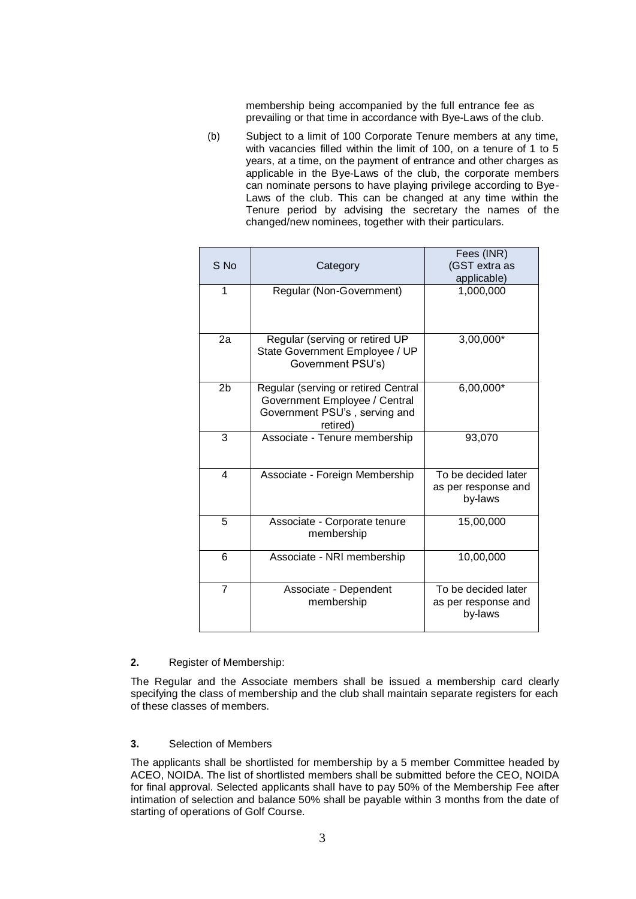membership being accompanied by the full entrance fee as prevailing or that time in accordance with Bye-Laws of the club.

(b) Subject to a limit of 100 Corporate Tenure members at any time, with vacancies filled within the limit of 100, on a tenure of 1 to 5 years, at a time, on the payment of entrance and other charges as applicable in the Bye-Laws of the club, the corporate members can nominate persons to have playing privilege according to Bye-Laws of the club. This can be changed at any time within the Tenure period by advising the secretary the names of the changed/new nominees, together with their particulars.

| S No | Category | Fees (INR) (GST extra as applicable) |
|---|---|---|
| 1 | Regular (Non-Government) | 1,000,000 |
| 2a | Regular (serving or retired UP State Government Employee / UP Government PSU's) | 3,00,000* |
| 2b | Regular (serving or retired Central Government Employee / Central Government PSU's , serving and retired) | 6,00,000* |
| 3 | Associate - Tenure membership | 93,070 |
| 4 | Associate - Foreign Membership | To be decided later as per response and by-laws |
| 5 | Associate - Corporate tenure membership | 15,00,000 |
| 6 | Associate - NRI membership | 10,00,000 |
| 7 | Associate - Dependent membership | To be decided later as per response and by-laws |

**2.** Register of Membership:

The Regular and the Associate members shall be issued a membership card clearly specifying the class of membership and the club shall maintain separate registers for each of these classes of members.

**3.** Selection of Members

The applicants shall be shortlisted for membership by a 5 member Committee headed by ACEO, NOIDA. The list of shortlisted members shall be submitted before the CEO, NOIDA for final approval. Selected applicants shall have to pay 50% of the Membership Fee after intimation of selection and balance 50% shall be payable within 3 months from the date of starting of operations of Golf Course.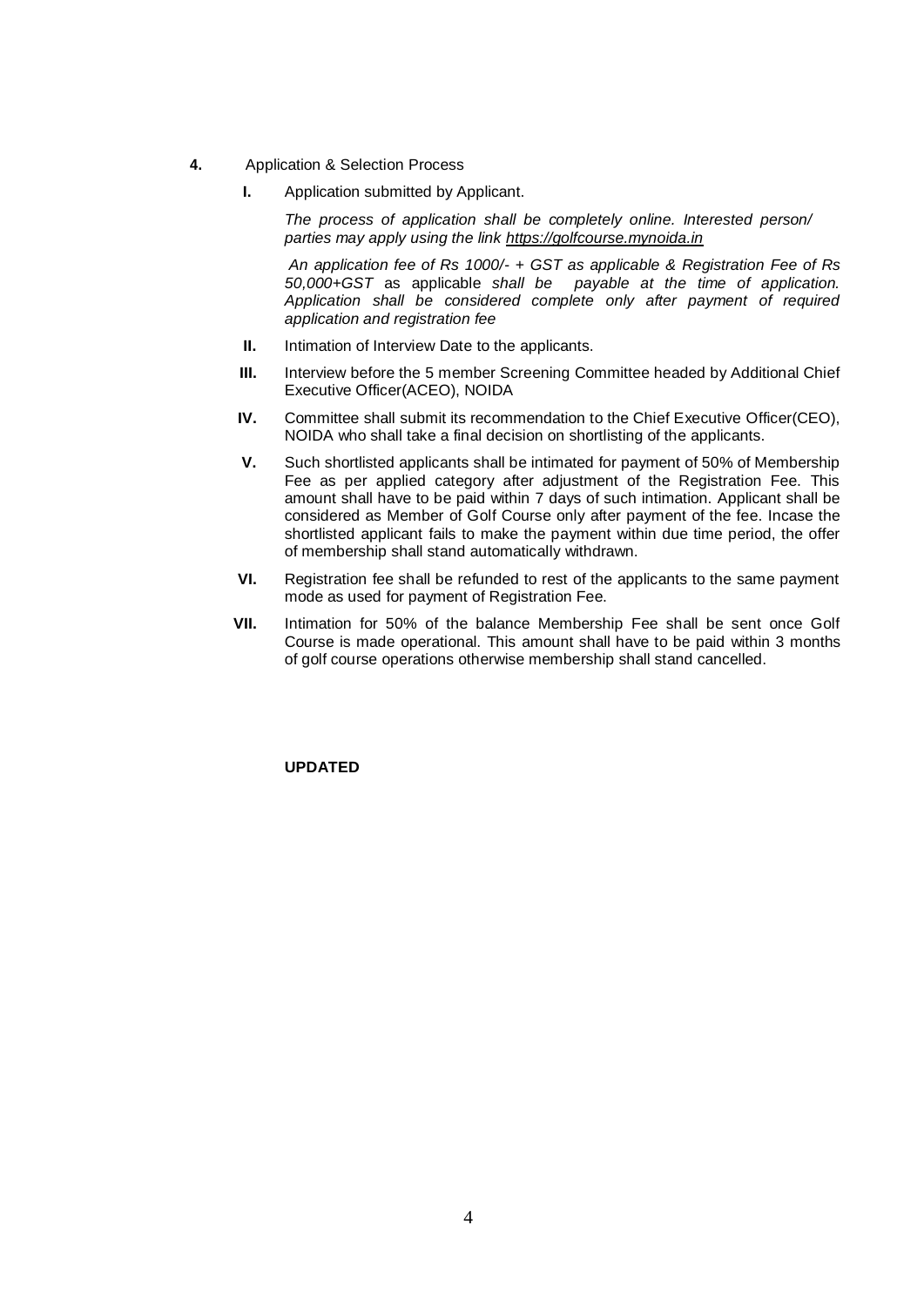**4.** Application & Selection Process

**I.** Application submitted by Applicant.

*The process of application shall be completely online. Interested person/ parties may apply using the link [https://golfcourse.mynoida.in](https://golfcourse.mynoida.in)*

*An application fee of Rs 1000/- + GST as applicable & Registration Fee of Rs 50,000+GST* as applicable *shall be payable at the time of application. Application shall be considered complete only after payment of required application and registration fee*

**II.** Intimation of Interview Date to the applicants.

**III.** Interview before the 5 member Screening Committee headed by Additional Chief Executive Officer(ACEO), NOIDA

**IV.** Committee shall submit its recommendation to the Chief Executive Officer(CEO), NOIDA who shall take a final decision on shortlisting of the applicants.

**V.** Such shortlisted applicants shall be intimated for payment of 50% of Membership Fee as per applied category after adjustment of the Registration Fee. This amount shall have to be paid within 7 days of such intimation. Applicant shall be considered as Member of Golf Course only after payment of the fee. Incase the shortlisted applicant fails to make the payment within due time period, the offer of membership shall stand automatically withdrawn.

**VI.** Registration fee shall be refunded to rest of the applicants to the same payment mode as used for payment of Registration Fee.

**VII.** Intimation for 50% of the balance Membership Fee shall be sent once Golf Course is made operational. This amount shall have to be paid within 3 months of golf course operations otherwise membership shall stand cancelled.

**UPDATED**